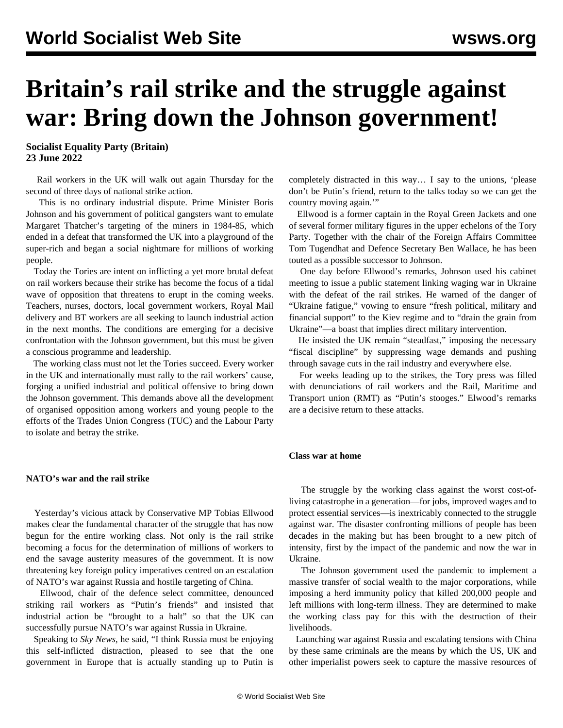# Britain's rail strike and the struggle against war: Bring down the Johnson government!

**Socialist Equality Party (Britain)**
**23 June 2022**

Rail workers in the UK will walk out again Thursday for the second of three days of national strike action.

This is no ordinary industrial dispute. Prime Minister Boris Johnson and his government of political gangsters want to emulate Margaret Thatcher's targeting of the miners in 1984-85, which ended in a defeat that transformed the UK into a playground of the super-rich and began a social nightmare for millions of working people.

Today the Tories are intent on inflicting a yet more brutal defeat on rail workers because their strike has become the focus of a tidal wave of opposition that threatens to erupt in the coming weeks. Teachers, nurses, doctors, local government workers, Royal Mail delivery and BT workers are all seeking to launch industrial action in the next months. The conditions are emerging for a decisive confrontation with the Johnson government, but this must be given a conscious programme and leadership.

The working class must not let the Tories succeed. Every worker in the UK and internationally must rally to the rail workers' cause, forging a unified industrial and political offensive to bring down the Johnson government. This demands above all the development of organised opposition among workers and young people to the efforts of the Trades Union Congress (TUC) and the Labour Party to isolate and betray the strike.

### NATO's war and the rail strike

Yesterday's vicious attack by Conservative MP Tobias Ellwood makes clear the fundamental character of the struggle that has now begun for the entire working class. Not only is the rail strike becoming a focus for the determination of millions of workers to end the savage austerity measures of the government. It is now threatening key foreign policy imperatives centred on an escalation of NATO's war against Russia and hostile targeting of China.

Ellwood, chair of the defence select committee, denounced striking rail workers as "Putin's friends" and insisted that industrial action be "brought to a halt" so that the UK can successfully pursue NATO's war against Russia in Ukraine.

Speaking to *Sky News*, he said, "I think Russia must be enjoying this self-inflicted distraction, pleased to see that the one government in Europe that is actually standing up to Putin is completely distracted in this way… I say to the unions, 'please don't be Putin's friend, return to the talks today so we can get the country moving again.'"

Ellwood is a former captain in the Royal Green Jackets and one of several former military figures in the upper echelons of the Tory Party. Together with the chair of the Foreign Affairs Committee Tom Tugendhat and Defence Secretary Ben Wallace, he has been touted as a possible successor to Johnson.

One day before Ellwood's remarks, Johnson used his cabinet meeting to issue a public statement linking waging war in Ukraine with the defeat of the rail strikes. He warned of the danger of "Ukraine fatigue," vowing to ensure "fresh political, military and financial support" to the Kiev regime and to "drain the grain from Ukraine"—a boast that implies direct military intervention.

He insisted the UK remain "steadfast," imposing the necessary "fiscal discipline" by suppressing wage demands and pushing through savage cuts in the rail industry and everywhere else.

For weeks leading up to the strikes, the Tory press was filled with denunciations of rail workers and the Rail, Maritime and Transport union (RMT) as "Putin's stooges." Elwood's remarks are a decisive return to these attacks.

### Class war at home

The struggle by the working class against the worst cost-of-living catastrophe in a generation—for jobs, improved wages and to protect essential services—is inextricably connected to the struggle against war. The disaster confronting millions of people has been decades in the making but has been brought to a new pitch of intensity, first by the impact of the pandemic and now the war in Ukraine.

The Johnson government used the pandemic to implement a massive transfer of social wealth to the major corporations, while imposing a herd immunity policy that killed 200,000 people and left millions with long-term illness. They are determined to make the working class pay for this with the destruction of their livelihoods.

Launching war against Russia and escalating tensions with China by these same criminals are the means by which the US, UK and other imperialist powers seek to capture the massive resources of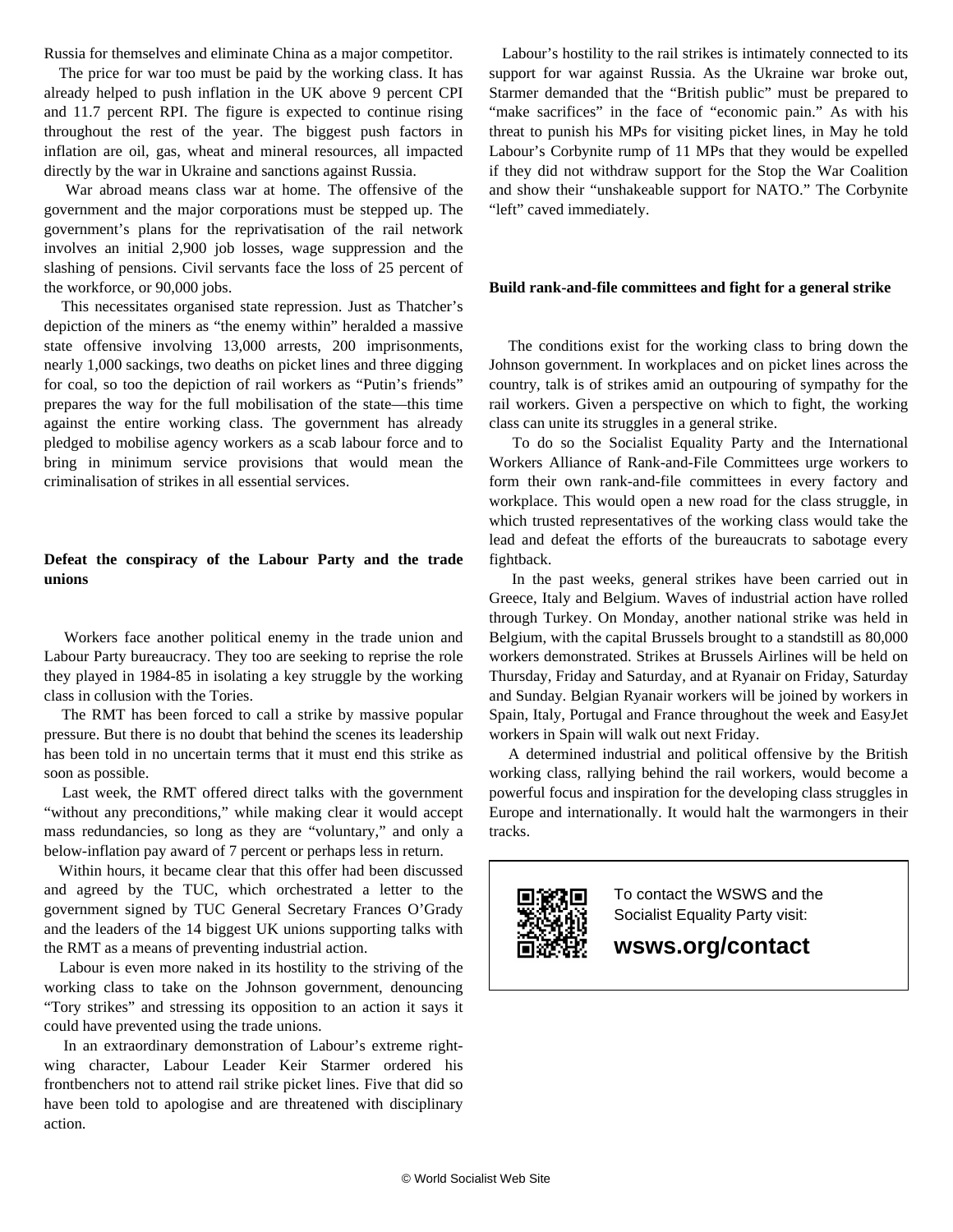Russia for themselves and eliminate China as a major competitor.

The price for war too must be paid by the working class. It has already helped to push inflation in the UK above 9 percent CPI and 11.7 percent RPI. The figure is expected to continue rising throughout the rest of the year. The biggest push factors in inflation are oil, gas, wheat and mineral resources, all impacted directly by the war in Ukraine and sanctions against Russia.

War abroad means class war at home. The offensive of the government and the major corporations must be stepped up. The government's plans for the reprivatisation of the rail network involves an initial 2,900 job losses, wage suppression and the slashing of pensions. Civil servants face the loss of 25 percent of the workforce, or 90,000 jobs.

This necessitates organised state repression. Just as Thatcher's depiction of the miners as "the enemy within" heralded a massive state offensive involving 13,000 arrests, 200 imprisonments, nearly 1,000 sackings, two deaths on picket lines and three digging for coal, so too the depiction of rail workers as "Putin's friends" prepares the way for the full mobilisation of the state—this time against the entire working class. The government has already pledged to mobilise agency workers as a scab labour force and to bring in minimum service provisions that would mean the criminalisation of strikes in all essential services.

**Defeat the conspiracy of the Labour Party and the trade unions**

Workers face another political enemy in the trade union and Labour Party bureaucracy. They too are seeking to reprise the role they played in 1984-85 in isolating a key struggle by the working class in collusion with the Tories.

The RMT has been forced to call a strike by massive popular pressure. But there is no doubt that behind the scenes its leadership has been told in no uncertain terms that it must end this strike as soon as possible.

Last week, the RMT offered direct talks with the government "without any preconditions," while making clear it would accept mass redundancies, so long as they are "voluntary," and only a below-inflation pay award of 7 percent or perhaps less in return.

Within hours, it became clear that this offer had been discussed and agreed by the TUC, which orchestrated a letter to the government signed by TUC General Secretary Frances O'Grady and the leaders of the 14 biggest UK unions supporting talks with the RMT as a means of preventing industrial action.

Labour is even more naked in its hostility to the striving of the working class to take on the Johnson government, denouncing "Tory strikes" and stressing its opposition to an action it says it could have prevented using the trade unions.

In an extraordinary demonstration of Labour's extreme right-wing character, Labour Leader Keir Starmer ordered his frontbenchers not to attend rail strike picket lines. Five that did so have been told to apologise and are threatened with disciplinary action.

Labour's hostility to the rail strikes is intimately connected to its support for war against Russia. As the Ukraine war broke out, Starmer demanded that the "British public" must be prepared to "make sacrifices" in the face of "economic pain." As with his threat to punish his MPs for visiting picket lines, in May he told Labour's Corbynite rump of 11 MPs that they would be expelled if they did not withdraw support for the Stop the War Coalition and show their "unshakeable support for NATO." The Corbynite "left" caved immediately.

**Build rank-and-file committees and fight for a general strike**

The conditions exist for the working class to bring down the Johnson government. In workplaces and on picket lines across the country, talk is of strikes amid an outpouring of sympathy for the rail workers. Given a perspective on which to fight, the working class can unite its struggles in a general strike.

To do so the Socialist Equality Party and the International Workers Alliance of Rank-and-File Committees urge workers to form their own rank-and-file committees in every factory and workplace. This would open a new road for the class struggle, in which trusted representatives of the working class would take the lead and defeat the efforts of the bureaucrats to sabotage every fightback.

In the past weeks, general strikes have been carried out in Greece, Italy and Belgium. Waves of industrial action have rolled through Turkey. On Monday, another national strike was held in Belgium, with the capital Brussels brought to a standstill as 80,000 workers demonstrated. Strikes at Brussels Airlines will be held on Thursday, Friday and Saturday, and at Ryanair on Friday, Saturday and Sunday. Belgian Ryanair workers will be joined by workers in Spain, Italy, Portugal and France throughout the week and EasyJet workers in Spain will walk out next Friday.

A determined industrial and political offensive by the British working class, rallying behind the rail workers, would become a powerful focus and inspiration for the developing class struggles in Europe and internationally. It would halt the warmongers in their tracks.

To contact the WSWS and the Socialist Equality Party visit:

**wsws.org/contact**